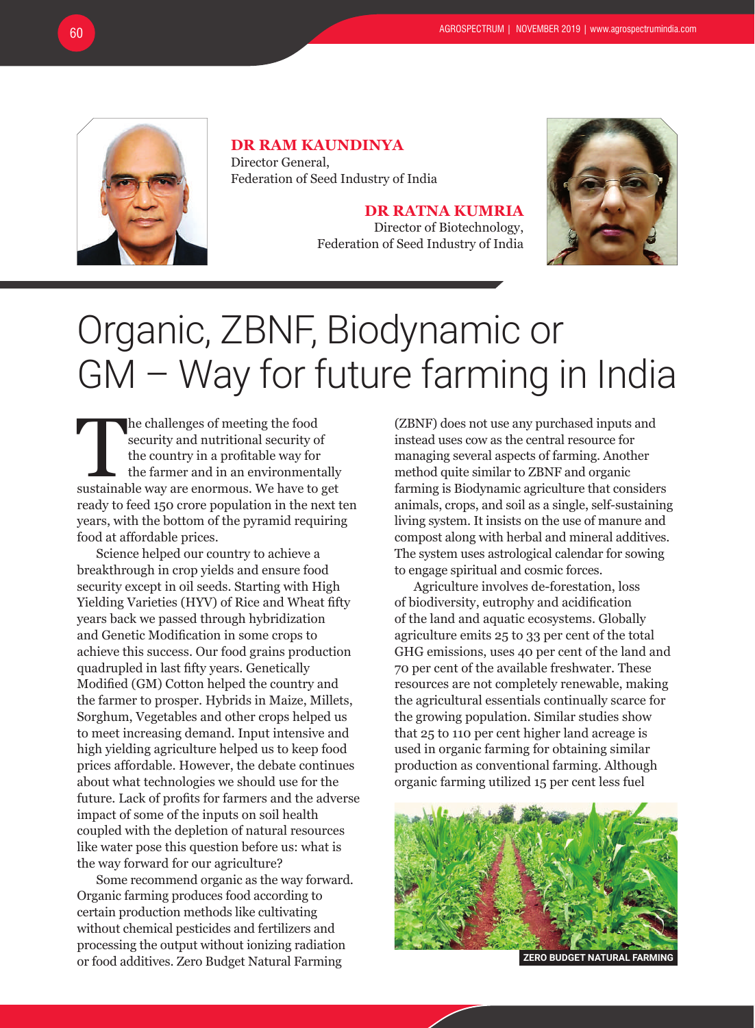**DR RAM KAUNDINYA**
Director General,
Federation of Seed Industry of India

**DR RATNA KUMRIA**
Director of Biotechnology,
Federation of Seed Industry of India

# Organic, ZBNF, Biodynamic or GM – Way for future farming in India

The challenges of meeting the food security and nutritional security of the country in a profitable way for the farmer and in an environmentally sustainable way are enormous. We have to get ready to feed 150 crore population in the next ten years, with the bottom of the pyramid requiring food at affordable prices.

Science helped our country to achieve a breakthrough in crop yields and ensure food security except in oil seeds. Starting with High Yielding Varieties (HYV) of Rice and Wheat fifty years back we passed through hybridization and Genetic Modification in some crops to achieve this success. Our food grains production quadrupled in last fifty years. Genetically Modified (GM) Cotton helped the country and the farmer to prosper. Hybrids in Maize, Millets, Sorghum, Vegetables and other crops helped us to meet increasing demand. Input intensive and high yielding agriculture helped us to keep food prices affordable. However, the debate continues about what technologies we should use for the future. Lack of profits for farmers and the adverse impact of some of the inputs on soil health coupled with the depletion of natural resources like water pose this question before us: what is the way forward for our agriculture?

Some recommend organic as the way forward. Organic farming produces food according to certain production methods like cultivating without chemical pesticides and fertilizers and processing the output without ionizing radiation or food additives. Zero Budget Natural Farming (ZBNF) does not use any purchased inputs and instead uses cow as the central resource for managing several aspects of farming. Another method quite similar to ZBNF and organic farming is Biodynamic agriculture that considers animals, crops, and soil as a single, self-sustaining living system. It insists on the use of manure and compost along with herbal and mineral additives. The system uses astrological calendar for sowing to engage spiritual and cosmic forces.

Agriculture involves de-forestation, loss of biodiversity, eutrophy and acidification of the land and aquatic ecosystems. Globally agriculture emits 25 to 33 per cent of the total GHG emissions, uses 40 per cent of the land and 70 per cent of the available freshwater. These resources are not completely renewable, making the agricultural essentials continually scarce for the growing population. Similar studies show that 25 to 110 per cent higher land acreage is used in organic farming for obtaining similar production as conventional farming. Although organic farming utilized 15 per cent less fuel

ZERO BUDGET NATURAL FARMING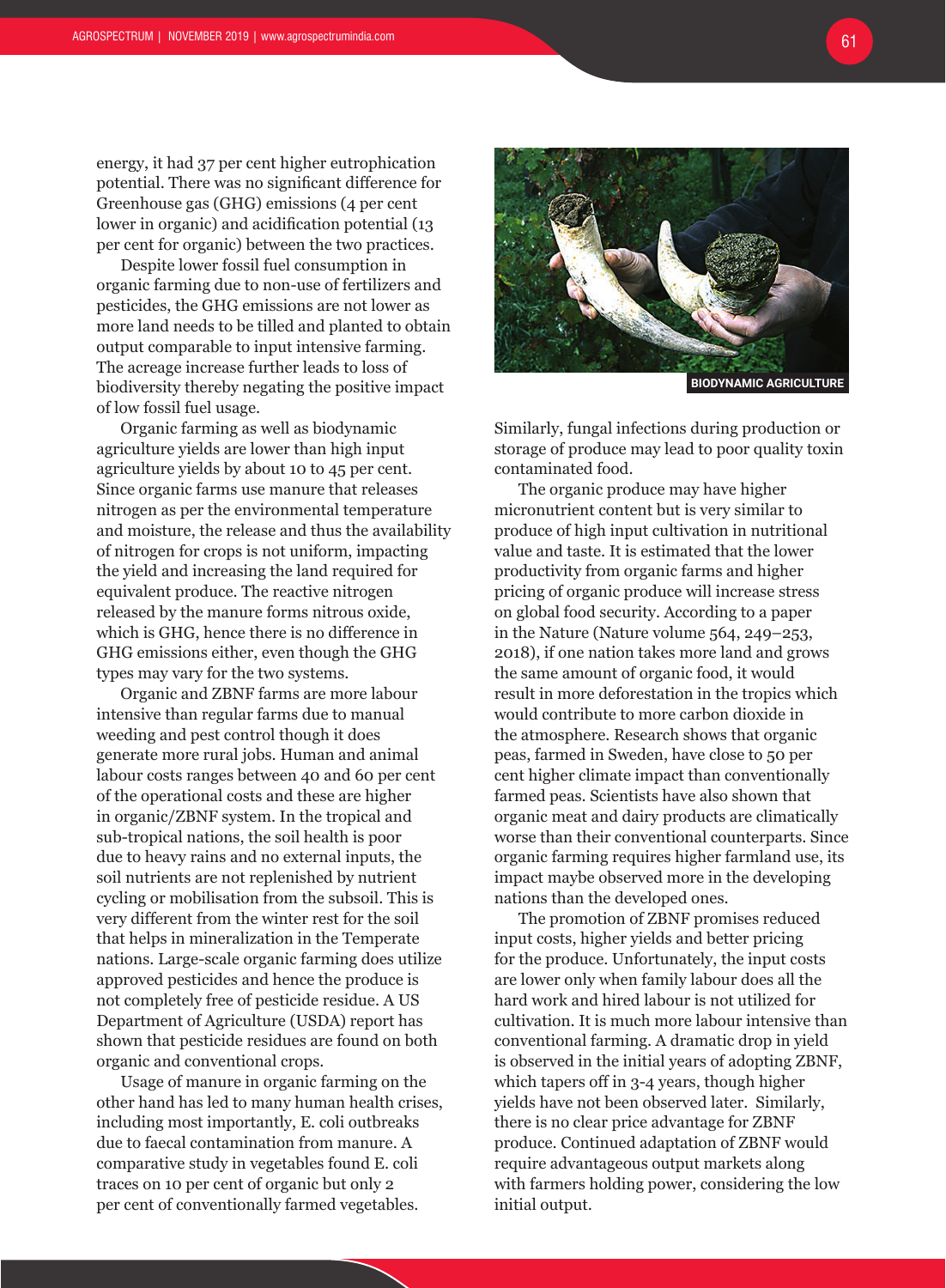energy, it had 37 per cent higher eutrophication potential. There was no significant difference for Greenhouse gas (GHG) emissions (4 per cent lower in organic) and acidification potential (13 per cent for organic) between the two practices.

Despite lower fossil fuel consumption in organic farming due to non-use of fertilizers and pesticides, the GHG emissions are not lower as more land needs to be tilled and planted to obtain output comparable to input intensive farming. The acreage increase further leads to loss of biodiversity thereby negating the positive impact of low fossil fuel usage.

Organic farming as well as biodynamic agriculture yields are lower than high input agriculture yields by about 10 to 45 per cent. Since organic farms use manure that releases nitrogen as per the environmental temperature and moisture, the release and thus the availability of nitrogen for crops is not uniform, impacting the yield and increasing the land required for equivalent produce. The reactive nitrogen released by the manure forms nitrous oxide, which is GHG, hence there is no difference in GHG emissions either, even though the GHG types may vary for the two systems.

Organic and ZBNF farms are more labour intensive than regular farms due to manual weeding and pest control though it does generate more rural jobs. Human and animal labour costs ranges between 40 and 60 per cent of the operational costs and these are higher in organic/ZBNF system. In the tropical and sub-tropical nations, the soil health is poor due to heavy rains and no external inputs, the soil nutrients are not replenished by nutrient cycling or mobilisation from the subsoil. This is very different from the winter rest for the soil that helps in mineralization in the Temperate nations. Large-scale organic farming does utilize approved pesticides and hence the produce is not completely free of pesticide residue. A US Department of Agriculture (USDA) report has shown that pesticide residues are found on both organic and conventional crops.

Usage of manure in organic farming on the other hand has led to many human health crises, including most importantly, E. coli outbreaks due to faecal contamination from manure. A comparative study in vegetables found E. coli traces on 10 per cent of organic but only 2 per cent of conventionally farmed vegetables.

BIODYNAMIC AGRICULTURE

Similarly, fungal infections during production or storage of produce may lead to poor quality toxin contaminated food.

The organic produce may have higher micronutrient content but is very similar to produce of high input cultivation in nutritional value and taste. It is estimated that the lower productivity from organic farms and higher pricing of organic produce will increase stress on global food security. According to a paper in the Nature (Nature volume 564, 249–253, 2018), if one nation takes more land and grows the same amount of organic food, it would result in more deforestation in the tropics which would contribute to more carbon dioxide in the atmosphere. Research shows that organic peas, farmed in Sweden, have close to 50 per cent higher climate impact than conventionally farmed peas. Scientists have also shown that organic meat and dairy products are climatically worse than their conventional counterparts. Since organic farming requires higher farmland use, its impact maybe observed more in the developing nations than the developed ones.

The promotion of ZBNF promises reduced input costs, higher yields and better pricing for the produce. Unfortunately, the input costs are lower only when family labour does all the hard work and hired labour is not utilized for cultivation. It is much more labour intensive than conventional farming. A dramatic drop in yield is observed in the initial years of adopting ZBNF, which tapers off in 3-4 years, though higher yields have not been observed later. Similarly, there is no clear price advantage for ZBNF produce. Continued adaptation of ZBNF would require advantageous output markets along with farmers holding power, considering the low initial output.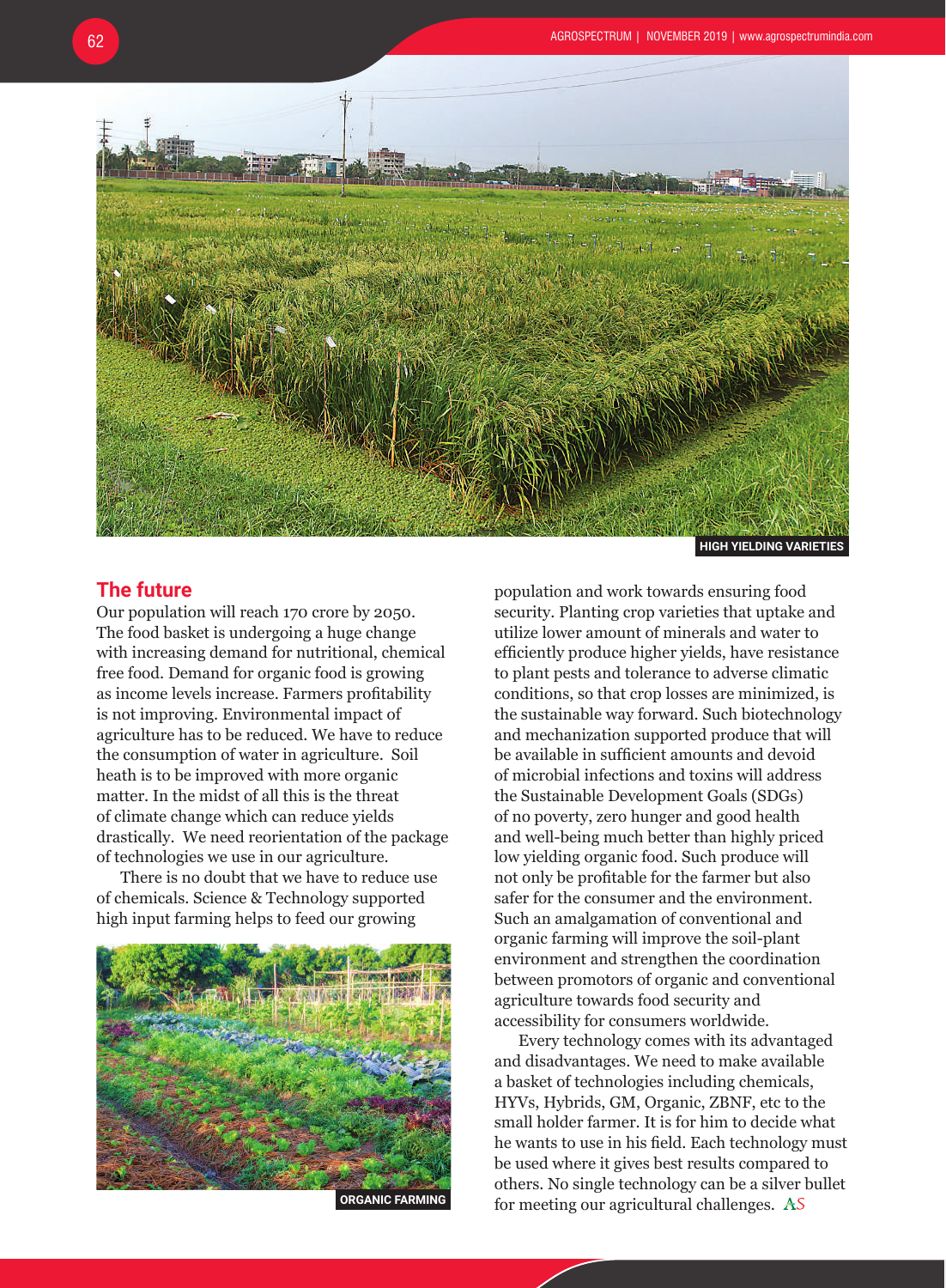HIGH YIELDING VARIETIES

## The future

Our population will reach 170 crore by 2050. The food basket is undergoing a huge change with increasing demand for nutritional, chemical free food. Demand for organic food is growing as income levels increase. Farmers profitability is not improving. Environmental impact of agriculture has to be reduced. We have to reduce the consumption of water in agriculture. Soil heath is to be improved with more organic matter. In the midst of all this is the threat of climate change which can reduce yields drastically. We need reorientation of the package of technologies we use in our agriculture.

There is no doubt that we have to reduce use of chemicals. Science & Technology supported high input farming helps to feed our growing population and work towards ensuring food security. Planting crop varieties that uptake and utilize lower amount of minerals and water to efficiently produce higher yields, have resistance to plant pests and tolerance to adverse climatic conditions, so that crop losses are minimized, is the sustainable way forward. Such biotechnology and mechanization supported produce that will be available in sufficient amounts and devoid of microbial infections and toxins will address the Sustainable Development Goals (SDGs) of no poverty, zero hunger and good health and well-being much better than highly priced low yielding organic food. Such produce will not only be profitable for the farmer but also safer for the consumer and the environment. Such an amalgamation of conventional and organic farming will improve the soil-plant environment and strengthen the coordination between promotors of organic and conventional agriculture towards food security and accessibility for consumers worldwide.

ORGANIC FARMING

Every technology comes with its advantaged and disadvantages. We need to make available a basket of technologies including chemicals, HYVs, Hybrids, GM, Organic, ZBNF, etc to the small holder farmer. It is for him to decide what he wants to use in his field. Each technology must be used where it gives best results compared to others. No single technology can be a silver bullet for meeting our agricultural challenges. AS